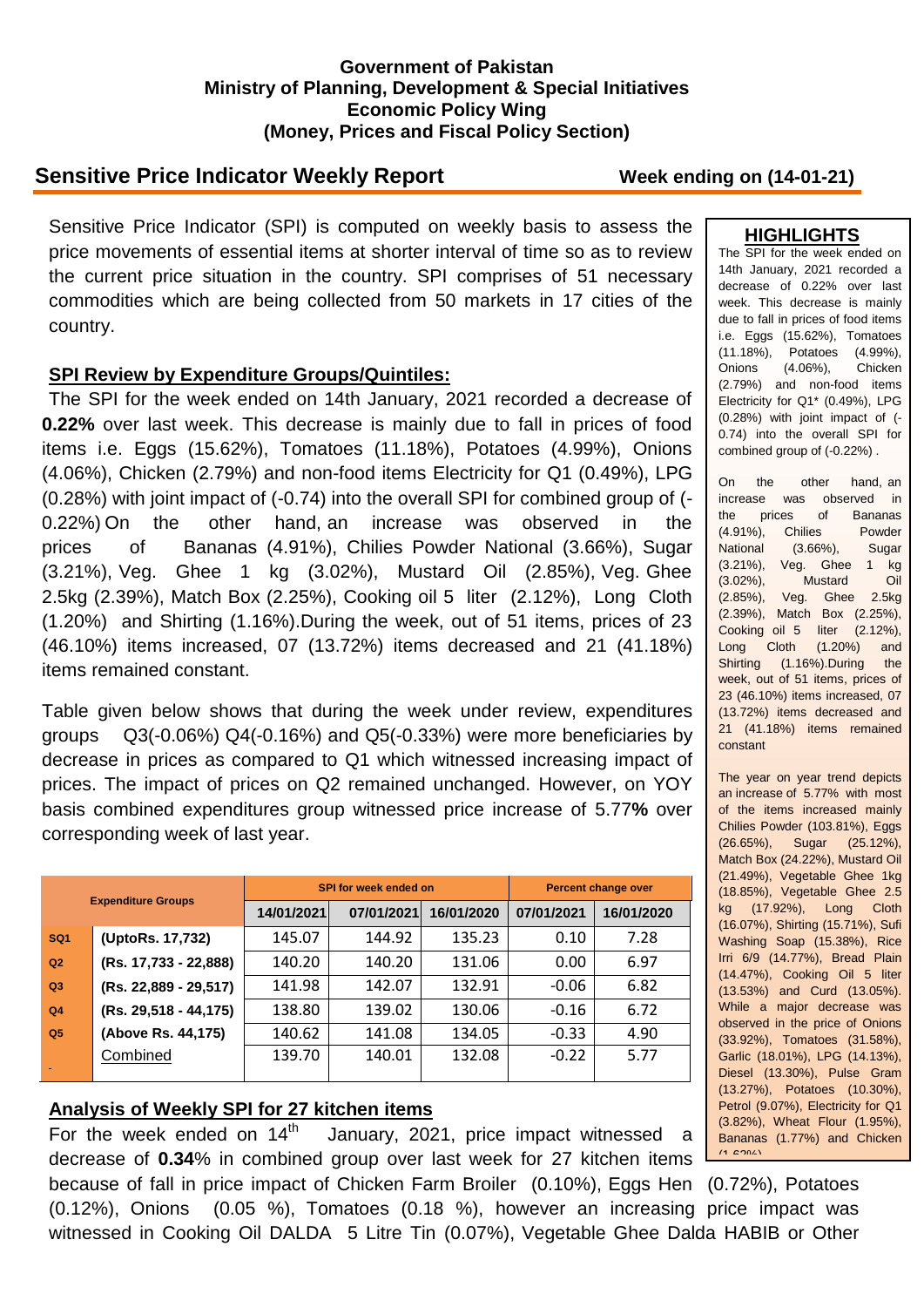**Government of Pakistan**
**Ministry of Planning, Development & Special Initiatives**
**Economic Policy Wing**
**(Money, Prices and Fiscal Policy Section)**

## Sensitive Price Indicator Weekly Report

**Week ending on (14-01-21)**

Sensitive Price Indicator (SPI) is computed on weekly basis to assess the price movements of essential items at shorter interval of time so as to review the current price situation in the country. SPI comprises of 51 necessary commodities which are being collected from 50 markets in 17 cities of the country.

### SPI Review by Expenditure Groups/Quintiles:

The SPI for the week ended on 14th January, 2021 recorded a decrease of **0.22%** over last week. This decrease is mainly due to fall in prices of food items i.e. Eggs (15.62%), Tomatoes (11.18%), Potatoes (4.99%), Onions (4.06%), Chicken (2.79%) and non-food items Electricity for Q1 (0.49%), LPG (0.28%) with joint impact of (-0.74) into the overall SPI for combined group of (-0.22%) On the other hand, an increase was observed in the prices of Bananas (4.91%), Chilies Powder National (3.66%), Sugar (3.21%), Veg. Ghee 1 kg (3.02%), Mustard Oil (2.85%), Veg. Ghee 2.5kg (2.39%), Match Box (2.25%), Cooking oil 5 liter (2.12%), Long Cloth (1.20%) and Shirting (1.16%).During the week, out of 51 items, prices of 23 (46.10%) items increased, 07 (13.72%) items decreased and 21 (41.18%) items remained constant.

Table given below shows that during the week under review, expenditures groups Q3(-0.06%) Q4(-0.16%) and Q5(-0.33%) were more beneficiaries by decrease in prices as compared to Q1 which witnessed increasing impact of prices. The impact of prices on Q2 remained unchanged. However, on YOY basis combined expenditures group witnessed price increase of 5.77**%** over corresponding week of last year.

| Expenditure Groups | | SPI for week ended on | | | Percent change over | |
|---|---|---|---|---|---|---|
| | | 14/01/2021 | 07/01/2021 | 16/01/2020 | 07/01/2021 | 16/01/2020 |
| SQ1 | (UptoRs. 17,732) | 145.07 | 144.92 | 135.23 | 0.10 | 7.28 |
| Q2 | (Rs. 17,733 - 22,888) | 140.20 | 140.20 | 131.06 | 0.00 | 6.97 |
| Q3 | (Rs. 22,889 - 29,517) | 141.98 | 142.07 | 132.91 | -0.06 | 6.82 |
| Q4 | (Rs. 29,518 - 44,175) | 138.80 | 139.02 | 130.06 | -0.16 | 6.72 |
| Q5 | (Above Rs. 44,175) | 140.62 | 141.08 | 134.05 | -0.33 | 4.90 |
| | Combined | 139.70 | 140.01 | 132.08 | -0.22 | 5.77 |

### HIGHLIGHTS

The SPI for the week ended on 14th January, 2021 recorded a decrease of 0.22% over last week. This decrease is mainly due to fall in prices of food items i.e. Eggs (15.62%), Tomatoes (11.18%), Potatoes (4.99%), Onions (4.06%), Chicken (2.79%) and non-food items Electricity for Q1* (0.49%), LPG (0.28%) with joint impact of (-0.74) into the overall SPI for combined group of (-0.22%) .

On the other hand, an increase was observed in the prices of Bananas (4.91%), Chilies Powder National (3.66%), Sugar (3.21%), Veg. Ghee 1 kg (3.02%), Mustard Oil (2.85%), Veg. Ghee 2.5kg (2.39%), Match Box (2.25%), Cooking oil 5 liter (2.12%), Long Cloth (1.20%) and Shirting (1.16%).During the week, out of 51 items, prices of 23 (46.10%) items increased, 07 (13.72%) items decreased and 21 (41.18%) items remained constant

The year on year trend depicts an increase of 5.77% with most of the items increased mainly Chilies Powder (103.81%), Eggs (26.65%), Sugar (25.12%), Match Box (24.22%), Mustard Oil (21.49%), Vegetable Ghee 1kg (18.85%), Vegetable Ghee 2.5 kg (17.92%), Long Cloth (16.07%), Shirting (15.71%), Sufi Washing Soap (15.38%), Rice Irri 6/9 (14.77%), Bread Plain (14.47%), Cooking Oil 5 liter (13.53%) and Curd (13.05%). While a major decrease was observed in the price of Onions (33.92%), Tomatoes (31.58%), Garlic (18.01%), LPG (14.13%), Diesel (13.30%), Pulse Gram (13.27%), Potatoes (10.30%), Petrol (9.07%), Electricity for Q1 (3.82%), Wheat Flour (1.95%), Bananas (1.77%) and Chicken (1.62%)

### Analysis of Weekly SPI for 27 kitchen items

For the week ended on 14th January, 2021, price impact witnessed a decrease of **0.34**% in combined group over last week for 27 kitchen items because of fall in price impact of Chicken Farm Broiler (0.10%), Eggs Hen (0.72%), Potatoes (0.12%), Onions (0.05 %), Tomatoes (0.18 %), however an increasing price impact was witnessed in Cooking Oil DALDA 5 Litre Tin (0.07%), Vegetable Ghee Dalda HABIB or Other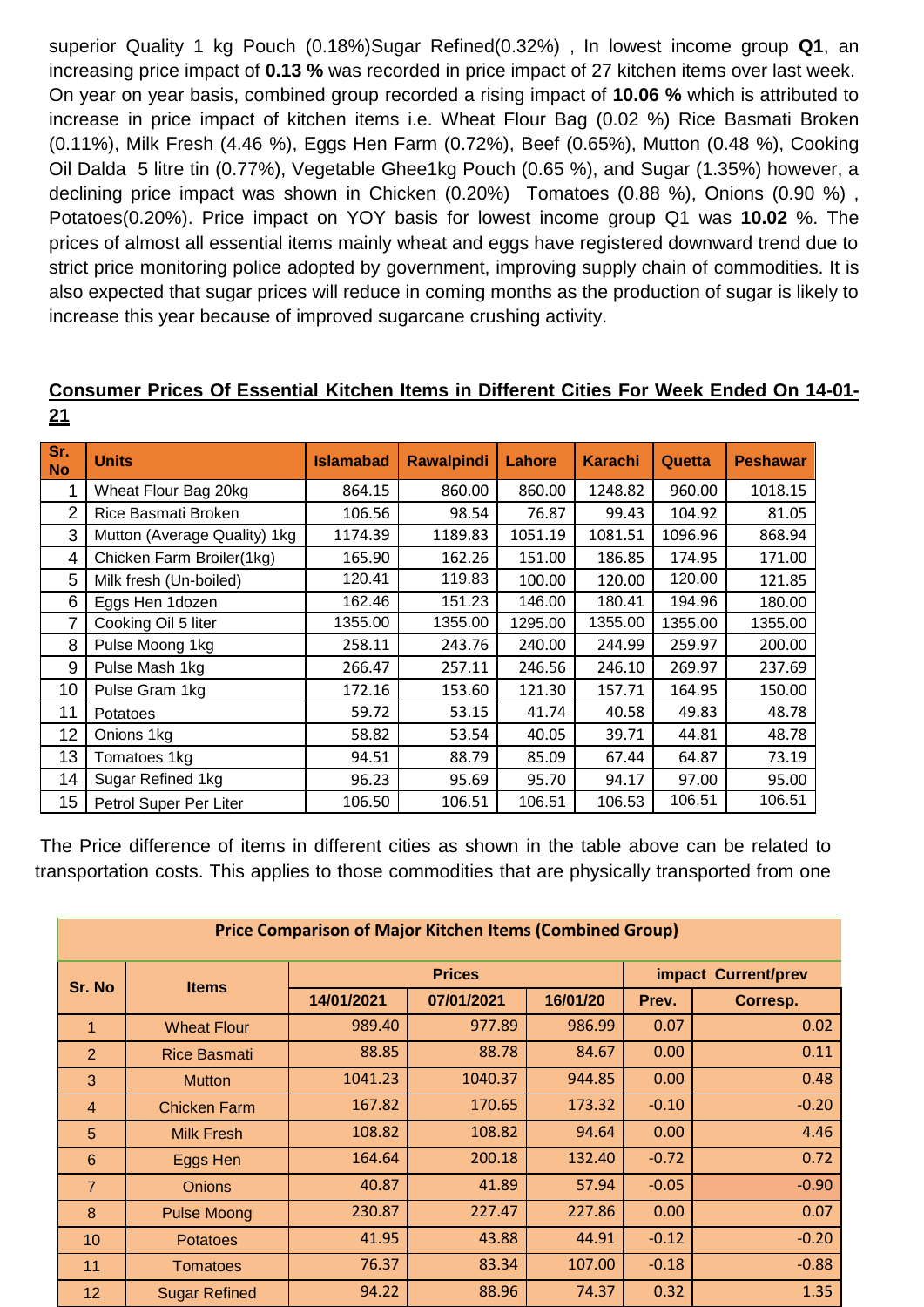superior Quality 1 kg Pouch (0.18%)Sugar Refined(0.32%) , In lowest income group **Q1**, an increasing price impact of **0.13 %** was recorded in price impact of 27 kitchen items over last week. On year on year basis, combined group recorded a rising impact of **10.06 %** which is attributed to increase in price impact of kitchen items i.e. Wheat Flour Bag (0.02 %) Rice Basmati Broken (0.11%), Milk Fresh (4.46 %), Eggs Hen Farm (0.72%), Beef (0.65%), Mutton (0.48 %), Cooking Oil Dalda 5 litre tin (0.77%), Vegetable Ghee1kg Pouch (0.65 %), and Sugar (1.35%) however, a declining price impact was shown in Chicken (0.20%) Tomatoes (0.88 %), Onions (0.90 %) , Potatoes(0.20%). Price impact on YOY basis for lowest income group Q1 was **10.02** %. The prices of almost all essential items mainly wheat and eggs have registered downward trend due to strict price monitoring police adopted by government, improving supply chain of commodities. It is also expected that sugar prices will reduce in coming months as the production of sugar is likely to increase this year because of improved sugarcane crushing activity.

## Consumer Prices Of Essential Kitchen Items in Different Cities For Week Ended On 14-01-21

| Sr. No | Units | Islamabad | Rawalpindi | Lahore | Karachi | Quetta | Peshawar |
|---|---|---|---|---|---|---|---|
| 1 | Wheat Flour Bag 20kg | 864.15 | 860.00 | 860.00 | 1248.82 | 960.00 | 1018.15 |
| 2 | Rice Basmati Broken | 106.56 | 98.54 | 76.87 | 99.43 | 104.92 | 81.05 |
| 3 | Mutton (Average Quality) 1kg | 1174.39 | 1189.83 | 1051.19 | 1081.51 | 1096.96 | 868.94 |
| 4 | Chicken Farm Broiler(1kg) | 165.90 | 162.26 | 151.00 | 186.85 | 174.95 | 171.00 |
| 5 | Milk fresh (Un-boiled) | 120.41 | 119.83 | 100.00 | 120.00 | 120.00 | 121.85 |
| 6 | Eggs Hen 1dozen | 162.46 | 151.23 | 146.00 | 180.41 | 194.96 | 180.00 |
| 7 | Cooking Oil 5 liter | 1355.00 | 1355.00 | 1295.00 | 1355.00 | 1355.00 | 1355.00 |
| 8 | Pulse Moong 1kg | 258.11 | 243.76 | 240.00 | 244.99 | 259.97 | 200.00 |
| 9 | Pulse Mash 1kg | 266.47 | 257.11 | 246.56 | 246.10 | 269.97 | 237.69 |
| 10 | Pulse Gram 1kg | 172.16 | 153.60 | 121.30 | 157.71 | 164.95 | 150.00 |
| 11 | Potatoes | 59.72 | 53.15 | 41.74 | 40.58 | 49.83 | 48.78 |
| 12 | Onions 1kg | 58.82 | 53.54 | 40.05 | 39.71 | 44.81 | 48.78 |
| 13 | Tomatoes 1kg | 94.51 | 88.79 | 85.09 | 67.44 | 64.87 | 73.19 |
| 14 | Sugar Refined 1kg | 96.23 | 95.69 | 95.70 | 94.17 | 97.00 | 95.00 |
| 15 | Petrol Super Per Liter | 106.50 | 106.51 | 106.51 | 106.53 | 106.51 | 106.51 |

The Price difference of items in different cities as shown in the table above can be related to transportation costs. This applies to those commodities that are physically transported from one

**Price Comparison of Major Kitchen Items (Combined Group)**

| Sr. No | Items | Prices | | | impact Current/prev | |
|---|---|---|---|---|---|---|
| | | 14/01/2021 | 07/01/2021 | 16/01/20 | Prev. | Corresp. |
| 1 | Wheat Flour | 989.40 | 977.89 | 986.99 | 0.07 | 0.02 |
| 2 | Rice Basmati | 88.85 | 88.78 | 84.67 | 0.00 | 0.11 |
| 3 | Mutton | 1041.23 | 1040.37 | 944.85 | 0.00 | 0.48 |
| 4 | Chicken Farm | 167.82 | 170.65 | 173.32 | -0.10 | -0.20 |
| 5 | Milk Fresh | 108.82 | 108.82 | 94.64 | 0.00 | 4.46 |
| 6 | Eggs Hen | 164.64 | 200.18 | 132.40 | -0.72 | 0.72 |
| 7 | Onions | 40.87 | 41.89 | 57.94 | -0.05 | -0.90 |
| 8 | Pulse Moong | 230.87 | 227.47 | 227.86 | 0.00 | 0.07 |
| 10 | Potatoes | 41.95 | 43.88 | 44.91 | -0.12 | -0.20 |
| 11 | Tomatoes | 76.37 | 83.34 | 107.00 | -0.18 | -0.88 |
| 12 | Sugar Refined | 94.22 | 88.96 | 74.37 | 0.32 | 1.35 |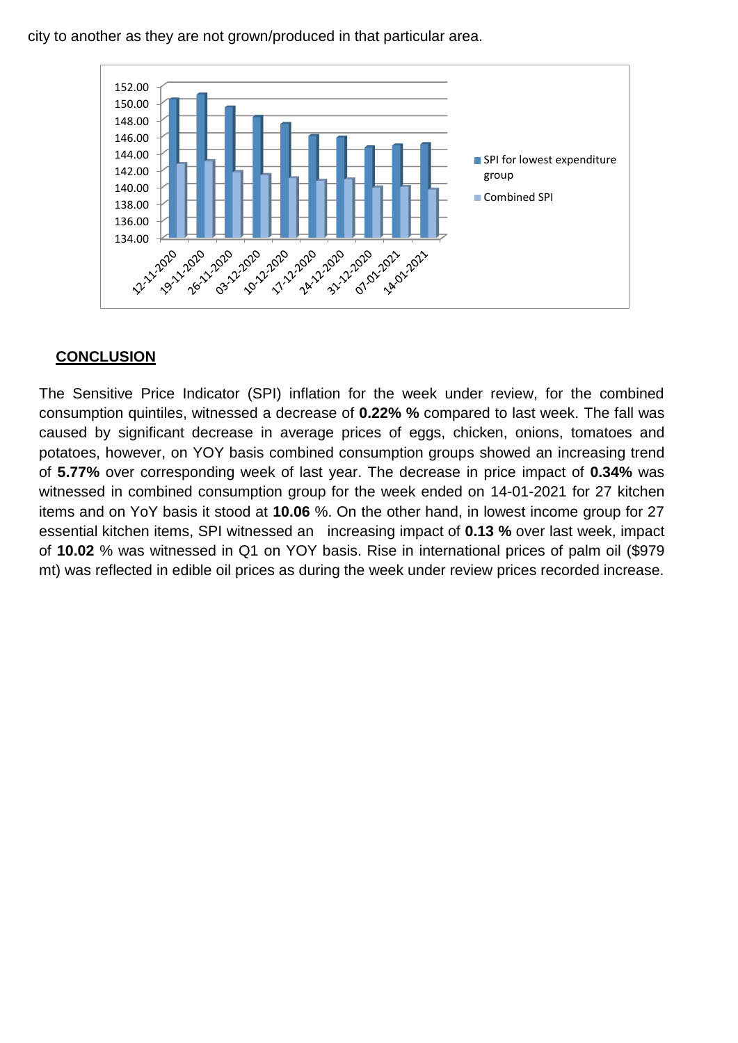city to another as they are not grown/produced in that particular area.

152.00
150.00
148.00
146.00
144.00
142.00
140.00
138.00
136.00
134.00

12-11-2020
19-11-2020
26-11-2020
03-12-2020
10-12-2020
17-12-2020
24-12-2020
31-12-2020
07-01-2021
14-01-2021

SPI for lowest expenditure group
Combined SPI

## CONCLUSION

The Sensitive Price Indicator (SPI) inflation for the week under review, for the combined consumption quintiles, witnessed a decrease of **0.22% %** compared to last week. The fall was caused by significant decrease in average prices of eggs, chicken, onions, tomatoes and potatoes, however, on YOY basis combined consumption groups showed an increasing trend of **5.77%** over corresponding week of last year. The decrease in price impact of **0.34%** was witnessed in combined consumption group for the week ended on 14-01-2021 for 27 kitchen items and on YoY basis it stood at **10.06** %. On the other hand, in lowest income group for 27 essential kitchen items, SPI witnessed an increasing impact of **0.13 %** over last week, impact of **10.02** % was witnessed in Q1 on YOY basis. Rise in international prices of palm oil ($979 mt) was reflected in edible oil prices as during the week under review prices recorded increase.